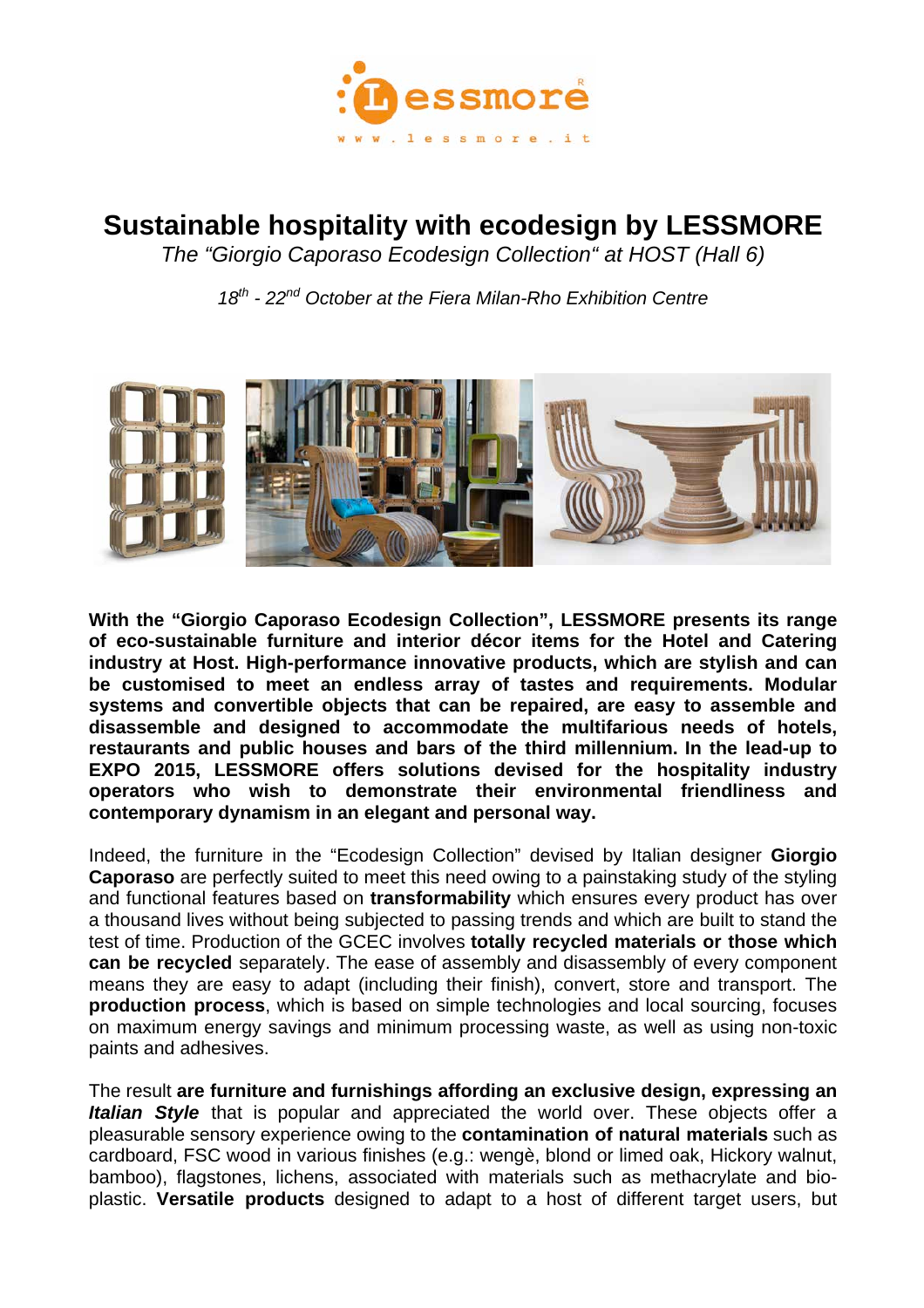# Sustainable hospitality with ecodesign by LESSMORE

*The "Giorgio Caporaso Ecodesign Collection" at HOST (Hall 6)*

*18th - 22nd October at the Fiera Milan-Rho Exhibition Centre*

**With the "Giorgio Caporaso Ecodesign Collection", LESSMORE presents its range of eco-sustainable furniture and interior décor items for the Hotel and Catering industry at Host. High-performance innovative products, which are stylish and can be customised to meet an endless array of tastes and requirements. Modular systems and convertible objects that can be repaired, are easy to assemble and disassemble and designed to accommodate the multifarious needs of hotels, restaurants and public houses and bars of the third millennium. In the lead-up to EXPO 2015, LESSMORE offers solutions devised for the hospitality industry operators who wish to demonstrate their environmental friendliness and contemporary dynamism in an elegant and personal way.**

Indeed, the furniture in the "Ecodesign Collection" devised by Italian designer **Giorgio Caporaso** are perfectly suited to meet this need owing to a painstaking study of the styling and functional features based on **transformability** which ensures every product has over a thousand lives without being subjected to passing trends and which are built to stand the test of time. Production of the GCEC involves **totally recycled materials or those which can be recycled** separately. The ease of assembly and disassembly of every component means they are easy to adapt (including their finish), convert, store and transport. The **production process**, which is based on simple technologies and local sourcing, focuses on maximum energy savings and minimum processing waste, as well as using non-toxic paints and adhesives.

The result **are furniture and furnishings affording an exclusive design, expressing an *Italian Style*** that is popular and appreciated the world over. These objects offer a pleasurable sensory experience owing to the **contamination of natural materials** such as cardboard, FSC wood in various finishes (e.g.: wengè, blond or limed oak, Hickory walnut, bamboo), flagstones, lichens, associated with materials such as methacrylate and bio-plastic. **Versatile products** designed to adapt to a host of different target users, but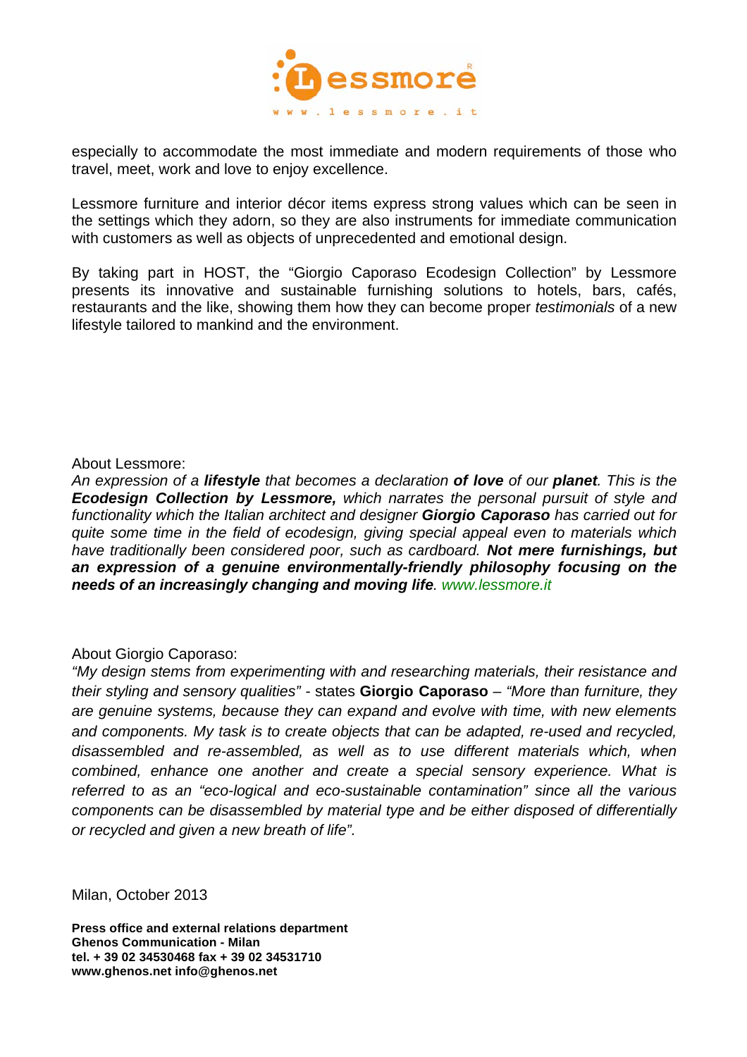especially to accommodate the most immediate and modern requirements of those who travel, meet, work and love to enjoy excellence.

Lessmore furniture and interior décor items express strong values which can be seen in the settings which they adorn, so they are also instruments for immediate communication with customers as well as objects of unprecedented and emotional design.

By taking part in HOST, the "Giorgio Caporaso Ecodesign Collection" by Lessmore presents its innovative and sustainable furnishing solutions to hotels, bars, cafés, restaurants and the like, showing them how they can become proper *testimonials* of a new lifestyle tailored to mankind and the environment.

About Lessmore:
*An expression of a **lifestyle** that becomes a declaration **of love** of our **planet**. This is the **Ecodesign Collection by Lessmore,** which narrates the personal pursuit of style and functionality which the Italian architect and designer **Giorgio Caporaso** has carried out for quite some time in the field of ecodesign, giving special appeal even to materials which have traditionally been considered poor, such as cardboard. **Not mere furnishings, but an expression of a genuine environmentally-friendly philosophy focusing on the needs of an increasingly changing and moving life**. www.lessmore.it*

About Giorgio Caporaso:
*"My design stems from experimenting with and researching materials, their resistance and their styling and sensory qualities"* - states **Giorgio Caporaso** – *"More than furniture, they are genuine systems, because they can expand and evolve with time, with new elements and components. My task is to create objects that can be adapted, re-used and recycled, disassembled and re-assembled, as well as to use different materials which, when combined, enhance one another and create a special sensory experience. What is referred to as an "eco-logical and eco-sustainable contamination" since all the various components can be disassembled by material type and be either disposed of differentially or recycled and given a new breath of life".*

Milan, October 2013

**Press office and external relations department**
**Ghenos Communication - Milan**
**tel. + 39 02 34530468 fax + 39 02 34531710**
**www.ghenos.net info@ghenos.net**